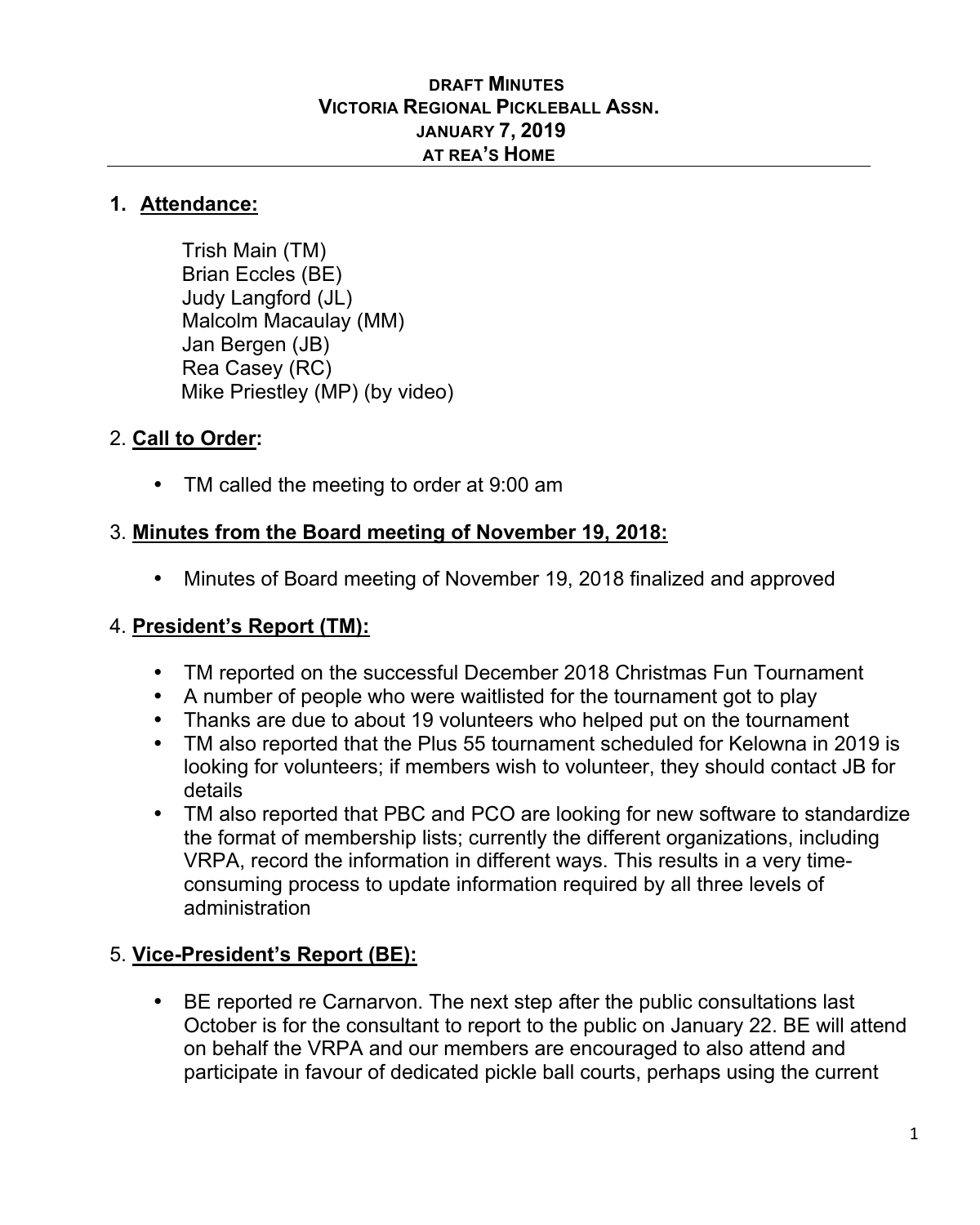**DRAFT MINUTES**
**VICTORIA REGIONAL PICKLEBALL ASSN.**
**JANUARY 7, 2019**
**AT REA'S HOME**

## 1. Attendance:

Trish Main (TM)
Brian Eccles (BE)
Judy Langford (JL)
Malcolm Macaulay (MM)
Jan Bergen (JB)
Rea Casey (RC)
Mike Priestley (MP) (by video)

## 2. Call to Order:

- TM called the meeting to order at 9:00 am

## 3. Minutes from the Board meeting of November 19, 2018:

- Minutes of Board meeting of November 19, 2018 finalized and approved

## 4. President's Report (TM):

- TM reported on the successful December 2018 Christmas Fun Tournament
- A number of people who were waitlisted for the tournament got to play
- Thanks are due to about 19 volunteers who helped put on the tournament
- TM also reported that the Plus 55 tournament scheduled for Kelowna in 2019 is looking for volunteers; if members wish to volunteer, they should contact JB for details
- TM also reported that PBC and PCO are looking for new software to standardize the format of membership lists; currently the different organizations, including VRPA, record the information in different ways. This results in a very time-consuming process to update information required by all three levels of administration

## 5. Vice-President's Report (BE):

- BE reported re Carnarvon. The next step after the public consultations last October is for the consultant to report to the public on January 22. BE will attend on behalf the VRPA and our members are encouraged to also attend and participate in favour of dedicated pickle ball courts, perhaps using the current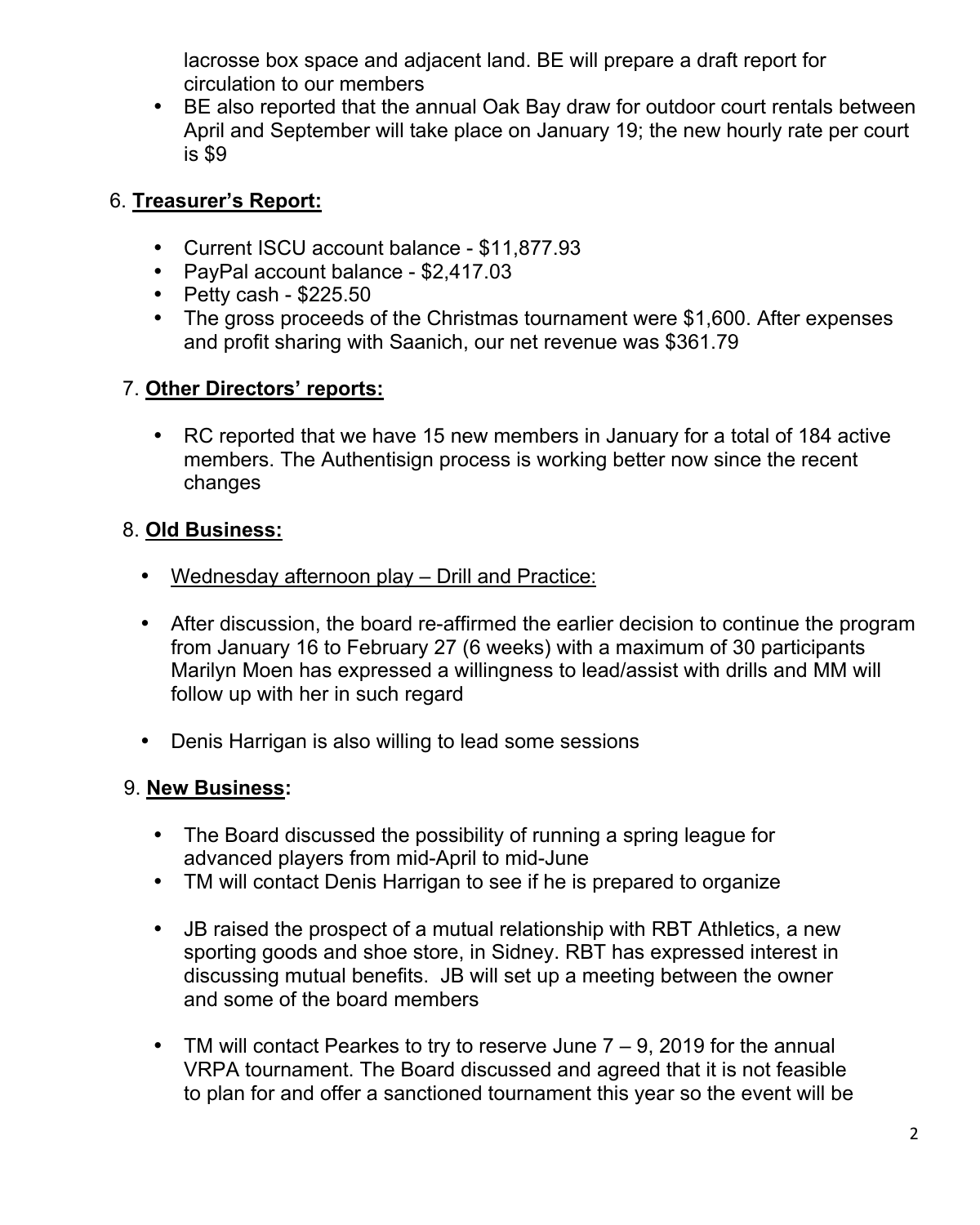lacrosse box space and adjacent land. BE will prepare a draft report for circulation to our members

- BE also reported that the annual Oak Bay draw for outdoor court rentals between April and September will take place on January 19; the new hourly rate per court is $9

6. **Treasurer's Report:**

- Current ISCU account balance - $11,877.93
- PayPal account balance - $2,417.03
- Petty cash - $225.50
- The gross proceeds of the Christmas tournament were $1,600. After expenses and profit sharing with Saanich, our net revenue was $361.79

7. **Other Directors' reports:**

- RC reported that we have 15 new members in January for a total of 184 active members. The Authentisign process is working better now since the recent changes

8. **Old Business:**

- Wednesday afternoon play – Drill and Practice:

- After discussion, the board re-affirmed the earlier decision to continue the program from January 16 to February 27 (6 weeks) with a maximum of 30 participants Marilyn Moen has expressed a willingness to lead/assist with drills and MM will follow up with her in such regard

- Denis Harrigan is also willing to lead some sessions

9. **New Business:**

- The Board discussed the possibility of running a spring league for advanced players from mid-April to mid-June
- TM will contact Denis Harrigan to see if he is prepared to organize

- JB raised the prospect of a mutual relationship with RBT Athletics, a new sporting goods and shoe store, in Sidney. RBT has expressed interest in discussing mutual benefits. JB will set up a meeting between the owner and some of the board members

- TM will contact Pearkes to try to reserve June 7 – 9, 2019 for the annual VRPA tournament. The Board discussed and agreed that it is not feasible to plan for and offer a sanctioned tournament this year so the event will be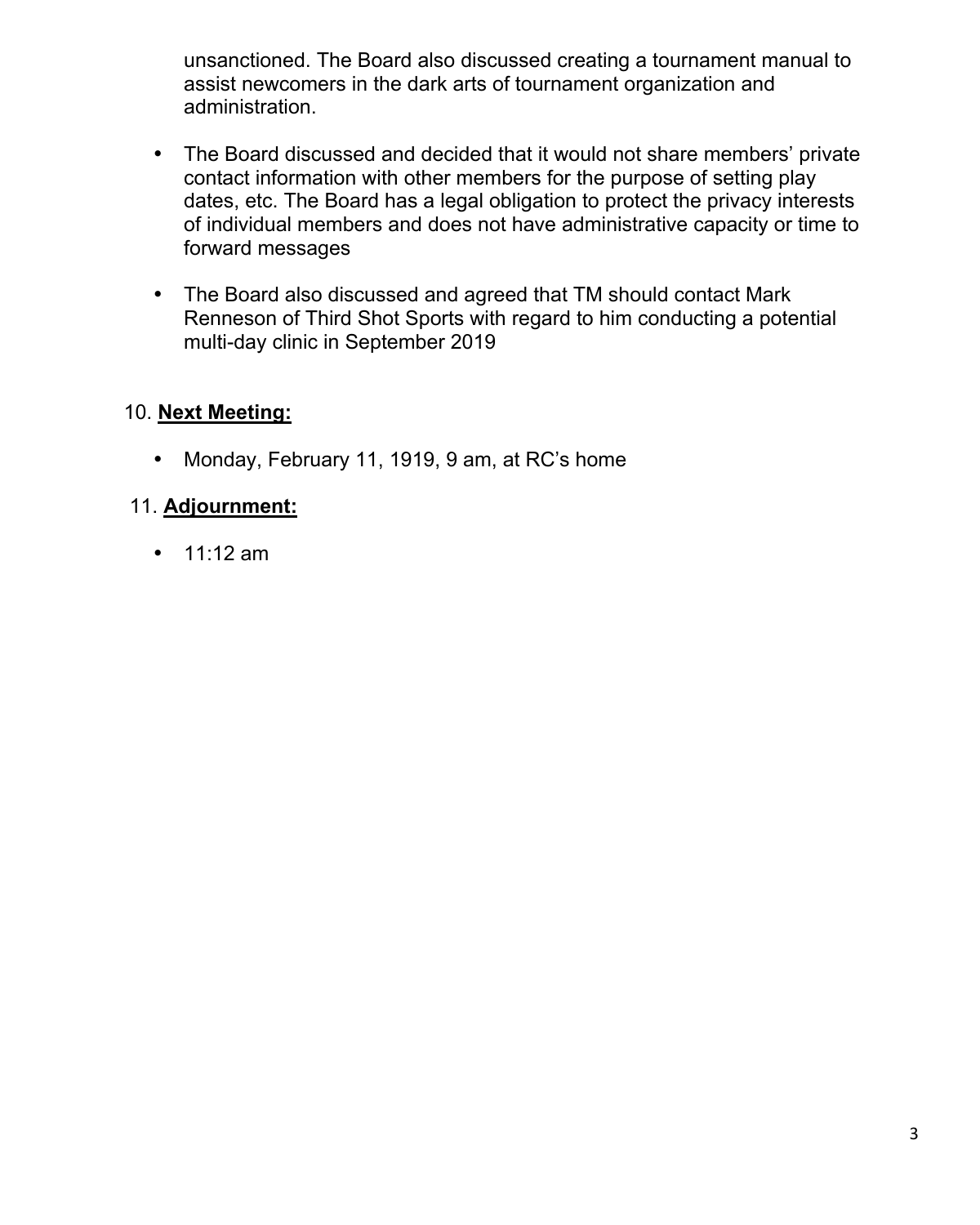unsanctioned. The Board also discussed creating a tournament manual to assist newcomers in the dark arts of tournament organization and administration.

- The Board discussed and decided that it would not share members' private contact information with other members for the purpose of setting play dates, etc. The Board has a legal obligation to protect the privacy interests of individual members and does not have administrative capacity or time to forward messages
- The Board also discussed and agreed that TM should contact Mark Renneson of Third Shot Sports with regard to him conducting a potential multi-day clinic in September 2019

10. **<u>Next Meeting:</u>**

- Monday, February 11, 1919, 9 am, at RC's home

11. **<u>Adjournment:</u>**

- 11:12 am